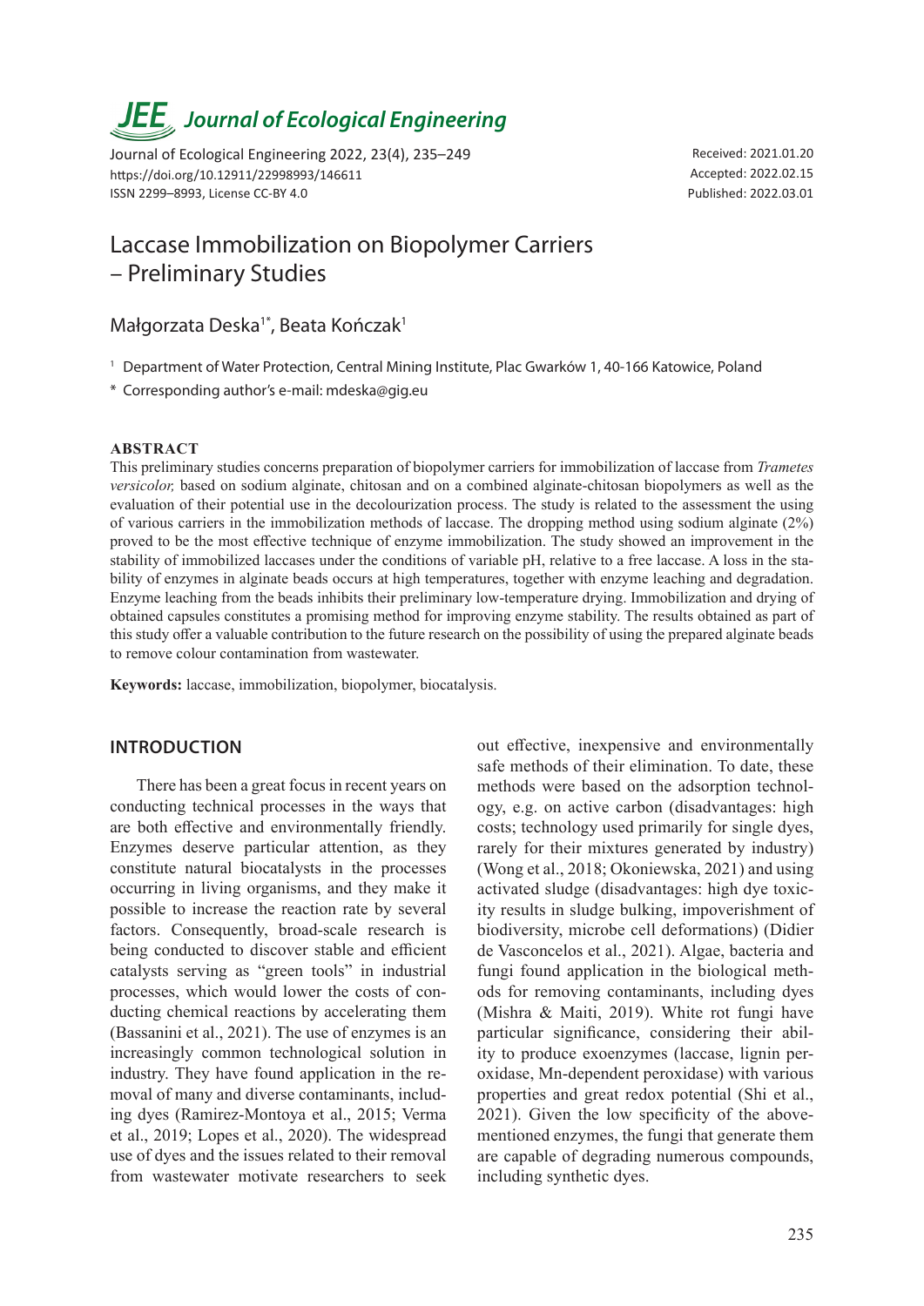# Laccase Immobilization on Biopolymer Carriers – Preliminary Studies

Małgorzata Deska[1*], Beata Kończak[1]

[1] Department of Water Protection, Central Mining Institute, Plac Gwarków 1, 40-166 Katowice, Poland

* Corresponding author's e-mail: mdeska@gig.eu

## ABSTRACT

This preliminary studies concerns preparation of biopolymer carriers for immobilization of laccase from *Trametes versicolor,* based on sodium alginate, chitosan and on a combined alginate-chitosan biopolymers as well as the evaluation of their potential use in the decolourization process. The study is related to the assessment the using of various carriers in the immobilization methods of laccase. The dropping method using sodium alginate (2%) proved to be the most effective technique of enzyme immobilization. The study showed an improvement in the stability of immobilized laccases under the conditions of variable pH, relative to a free laccase. A loss in the stability of enzymes in alginate beads occurs at high temperatures, together with enzyme leaching and degradation. Enzyme leaching from the beads inhibits their preliminary low-temperature drying. Immobilization and drying of obtained capsules constitutes a promising method for improving enzyme stability. The results obtained as part of this study offer a valuable contribution to the future research on the possibility of using the prepared alginate beads to remove colour contamination from wastewater.

**Keywords:** laccase, immobilization, biopolymer, biocatalysis.

## INTRODUCTION

There has been a great focus in recent years on conducting technical processes in the ways that are both effective and environmentally friendly. Enzymes deserve particular attention, as they constitute natural biocatalysts in the processes occurring in living organisms, and they make it possible to increase the reaction rate by several factors. Consequently, broad-scale research is being conducted to discover stable and efficient catalysts serving as "green tools" in industrial processes, which would lower the costs of conducting chemical reactions by accelerating them (Bassanini et al., 2021). The use of enzymes is an increasingly common technological solution in industry. They have found application in the removal of many and diverse contaminants, including dyes (Ramirez-Montoya et al., 2015; Verma et al., 2019; Lopes et al., 2020). The widespread use of dyes and the issues related to their removal from wastewater motivate researchers to seek out effective, inexpensive and environmentally safe methods of their elimination. To date, these methods were based on the adsorption technology, e.g. on active carbon (disadvantages: high costs; technology used primarily for single dyes, rarely for their mixtures generated by industry) (Wong et al., 2018; Okoniewska, 2021) and using activated sludge (disadvantages: high dye toxicity results in sludge bulking, impoverishment of biodiversity, microbe cell deformations) (Didier de Vasconcelos et al., 2021). Algae, bacteria and fungi found application in the biological methods for removing contaminants, including dyes (Mishra & Maiti, 2019). White rot fungi have particular significance, considering their ability to produce exoenzymes (laccase, lignin peroxidase, Mn-dependent peroxidase) with various properties and great redox potential (Shi et al., 2021). Given the low specificity of the above-mentioned enzymes, the fungi that generate them are capable of degrading numerous compounds, including synthetic dyes.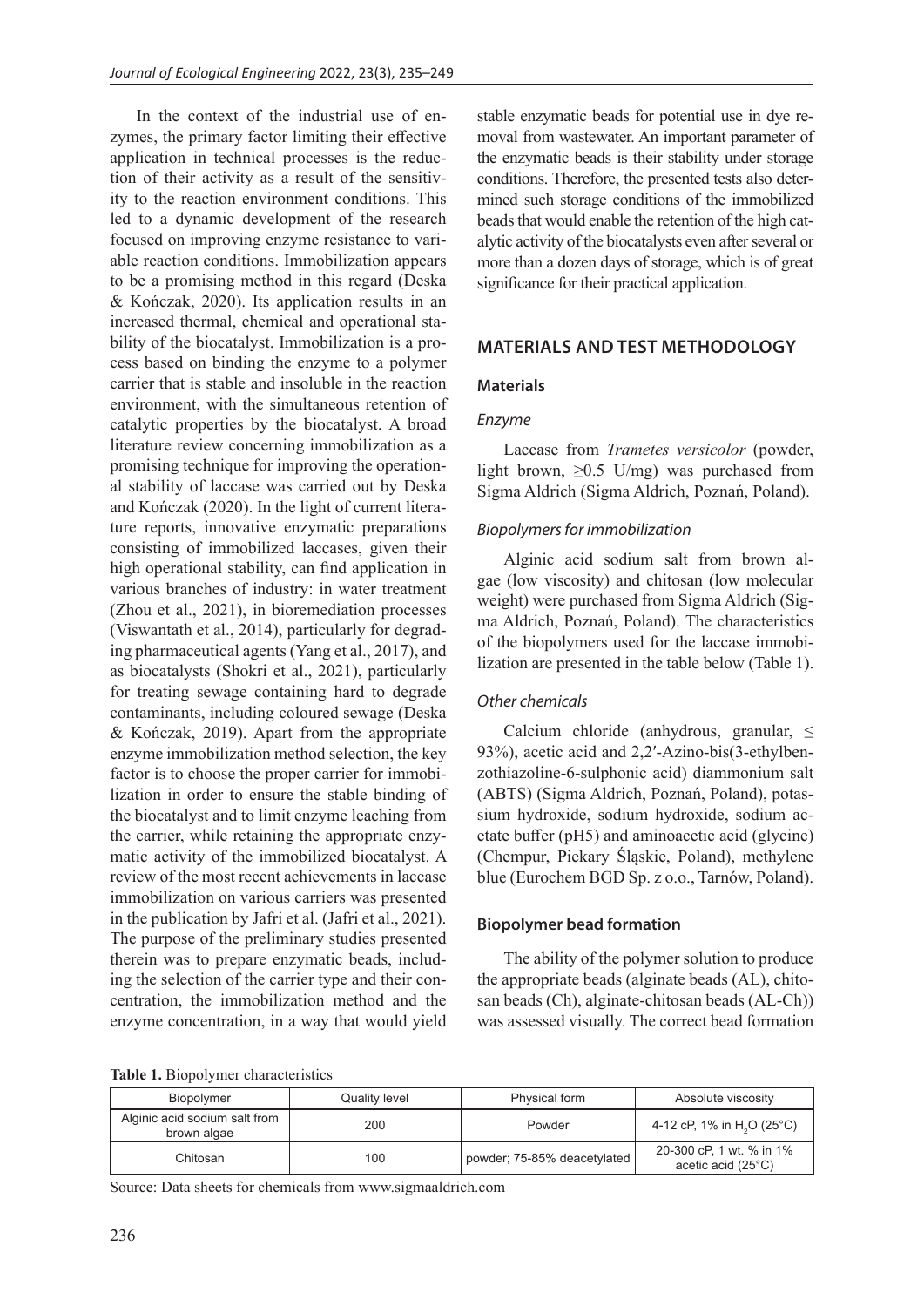In the context of the industrial use of enzymes, the primary factor limiting their effective application in technical processes is the reduction of their activity as a result of the sensitivity to the reaction environment conditions. This led to a dynamic development of the research focused on improving enzyme resistance to variable reaction conditions. Immobilization appears to be a promising method in this regard (Deska & Kończak, 2020). Its application results in an increased thermal, chemical and operational stability of the biocatalyst. Immobilization is a process based on binding the enzyme to a polymer carrier that is stable and insoluble in the reaction environment, with the simultaneous retention of catalytic properties by the biocatalyst. A broad literature review concerning immobilization as a promising technique for improving the operational stability of laccase was carried out by Deska and Kończak (2020). In the light of current literature reports, innovative enzymatic preparations consisting of immobilized laccases, given their high operational stability, can find application in various branches of industry: in water treatment (Zhou et al., 2021), in bioremediation processes (Viswantath et al., 2014), particularly for degrading pharmaceutical agents (Yang et al., 2017), and as biocatalysts (Shokri et al., 2021), particularly for treating sewage containing hard to degrade contaminants, including coloured sewage (Deska & Kończak, 2019). Apart from the appropriate enzyme immobilization method selection, the key factor is to choose the proper carrier for immobilization in order to ensure the stable binding of the biocatalyst and to limit enzyme leaching from the carrier, while retaining the appropriate enzymatic activity of the immobilized biocatalyst. A review of the most recent achievements in laccase immobilization on various carriers was presented in the publication by Jafri et al. (Jafri et al., 2021). The purpose of the preliminary studies presented therein was to prepare enzymatic beads, including the selection of the carrier type and their concentration, the immobilization method and the enzyme concentration, in a way that would yield stable enzymatic beads for potential use in dye removal from wastewater. An important parameter of the enzymatic beads is their stability under storage conditions. Therefore, the presented tests also determined such storage conditions of the immobilized beads that would enable the retention of the high catalytic activity of the biocatalysts even after several or more than a dozen days of storage, which is of great significance for their practical application.

## MATERIALS AND TEST METHODOLOGY

### Materials

#### *Enzyme*

Laccase from *Trametes versicolor* (powder, light brown, $\geq$0.5 U/mg) was purchased from Sigma Aldrich (Sigma Aldrich, Poznań, Poland).

#### *Biopolymers for immobilization*

Alginic acid sodium salt from brown algae (low viscosity) and chitosan (low molecular weight) were purchased from Sigma Aldrich (Sigma Aldrich, Poznań, Poland). The characteristics of the biopolymers used for the laccase immobilization are presented in the table below (Table 1).

#### *Other chemicals*

Calcium chloride (anhydrous, granular, $\leq$ 93%), acetic acid and 2,2′-Azino-bis(3-ethylbenzothiazoline-6-sulphonic acid) diammonium salt (ABTS) (Sigma Aldrich, Poznań, Poland), potassium hydroxide, sodium hydroxide, sodium acetate buffer (pH5) and aminoacetic acid (glycine) (Chempur, Piekary Śląskie, Poland), methylene blue (Eurochem BGD Sp. z o.o., Tarnów, Poland).

### Biopolymer bead formation

The ability of the polymer solution to produce the appropriate beads (alginate beads (AL), chitosan beads (Ch), alginate-chitosan beads (AL-Ch)) was assessed visually. The correct bead formation

**Table 1.** Biopolymer characteristics

| Biopolymer | Quality level | Physical form | Absolute viscosity |
|---|---|---|---|
| Alginic acid sodium salt from brown algae | 200 | Powder | 4-12 cP, 1% in $H_2O$ (25°C) |
| Chitosan | 100 | powder; 75-85% deacetylated | 20-300 cP, 1 wt. % in 1% acetic acid (25°C) |

Source: Data sheets for chemicals from www.sigmaaldrich.com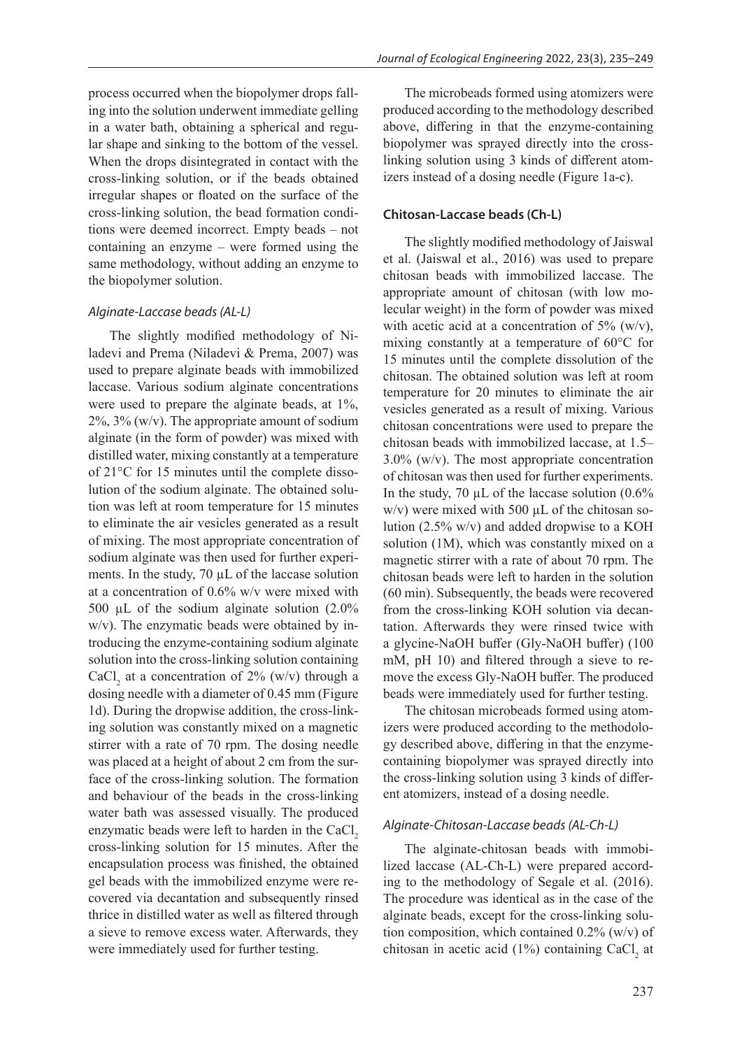process occurred when the biopolymer drops falling into the solution underwent immediate gelling in a water bath, obtaining a spherical and regular shape and sinking to the bottom of the vessel. When the drops disintegrated in contact with the cross-linking solution, or if the beads obtained irregular shapes or floated on the surface of the cross-linking solution, the bead formation conditions were deemed incorrect. Empty beads – not containing an enzyme – were formed using the same methodology, without adding an enzyme to the biopolymer solution.

#### *Alginate-Laccase beads (AL-L)*

The slightly modified methodology of Niladevi and Prema (Niladevi & Prema, 2007) was used to prepare alginate beads with immobilized laccase. Various sodium alginate concentrations were used to prepare the alginate beads, at 1%, 2%, 3% (w/v). The appropriate amount of sodium alginate (in the form of powder) was mixed with distilled water, mixing constantly at a temperature of 21°C for 15 minutes until the complete dissolution of the sodium alginate. The obtained solution was left at room temperature for 15 minutes to eliminate the air vesicles generated as a result of mixing. The most appropriate concentration of sodium alginate was then used for further experiments. In the study, 70 µL of the laccase solution at a concentration of 0.6% w/v were mixed with 500 µL of the sodium alginate solution (2.0% w/v). The enzymatic beads were obtained by introducing the enzyme-containing sodium alginate solution into the cross-linking solution containing $CaCl_2$ at a concentration of 2% (w/v) through a dosing needle with a diameter of 0.45 mm (Figure 1d). During the dropwise addition, the cross-linking solution was constantly mixed on a magnetic stirrer with a rate of 70 rpm. The dosing needle was placed at a height of about 2 cm from the surface of the cross-linking solution. The formation and behaviour of the beads in the cross-linking water bath was assessed visually. The produced enzymatic beads were left to harden in the $CaCl_2$ cross-linking solution for 15 minutes. After the encapsulation process was finished, the obtained gel beads with the immobilized enzyme were recovered via decantation and subsequently rinsed thrice in distilled water as well as filtered through a sieve to remove excess water. Afterwards, they were immediately used for further testing.

The microbeads formed using atomizers were produced according to the methodology described above, differing in that the enzyme-containing biopolymer was sprayed directly into the cross-linking solution using 3 kinds of different atomizers instead of a dosing needle (Figure 1a-c).

### Chitosan-Laccase beads (Ch-L)

The slightly modified methodology of Jaiswal et al. (Jaiswal et al., 2016) was used to prepare chitosan beads with immobilized laccase. The appropriate amount of chitosan (with low molecular weight) in the form of powder was mixed with acetic acid at a concentration of 5% (w/v), mixing constantly at a temperature of 60°C for 15 minutes until the complete dissolution of the chitosan. The obtained solution was left at room temperature for 20 minutes to eliminate the air vesicles generated as a result of mixing. Various chitosan concentrations were used to prepare the chitosan beads with immobilized laccase, at 1.5–3.0% (w/v). The most appropriate concentration of chitosan was then used for further experiments. In the study, 70 µL of the laccase solution (0.6% w/v) were mixed with 500 µL of the chitosan solution (2.5% w/v) and added dropwise to a KOH solution (1M), which was constantly mixed on a magnetic stirrer with a rate of about 70 rpm. The chitosan beads were left to harden in the solution (60 min). Subsequently, the beads were recovered from the cross-linking KOH solution via decantation. Afterwards they were rinsed twice with a glycine-NaOH buffer (Gly-NaOH buffer) (100 mM, pH 10) and filtered through a sieve to remove the excess Gly-NaOH buffer. The produced beads were immediately used for further testing.

The chitosan microbeads formed using atomizers were produced according to the methodology described above, differing in that the enzyme-containing biopolymer was sprayed directly into the cross-linking solution using 3 kinds of different atomizers, instead of a dosing needle.

#### *Alginate-Chitosan-Laccase beads (AL-Ch-L)*

The alginate-chitosan beads with immobilized laccase (AL-Ch-L) were prepared according to the methodology of Segale et al. (2016). The procedure was identical as in the case of the alginate beads, except for the cross-linking solution composition, which contained 0.2% (w/v) of chitosan in acetic acid (1%) containing $CaCl_2$ at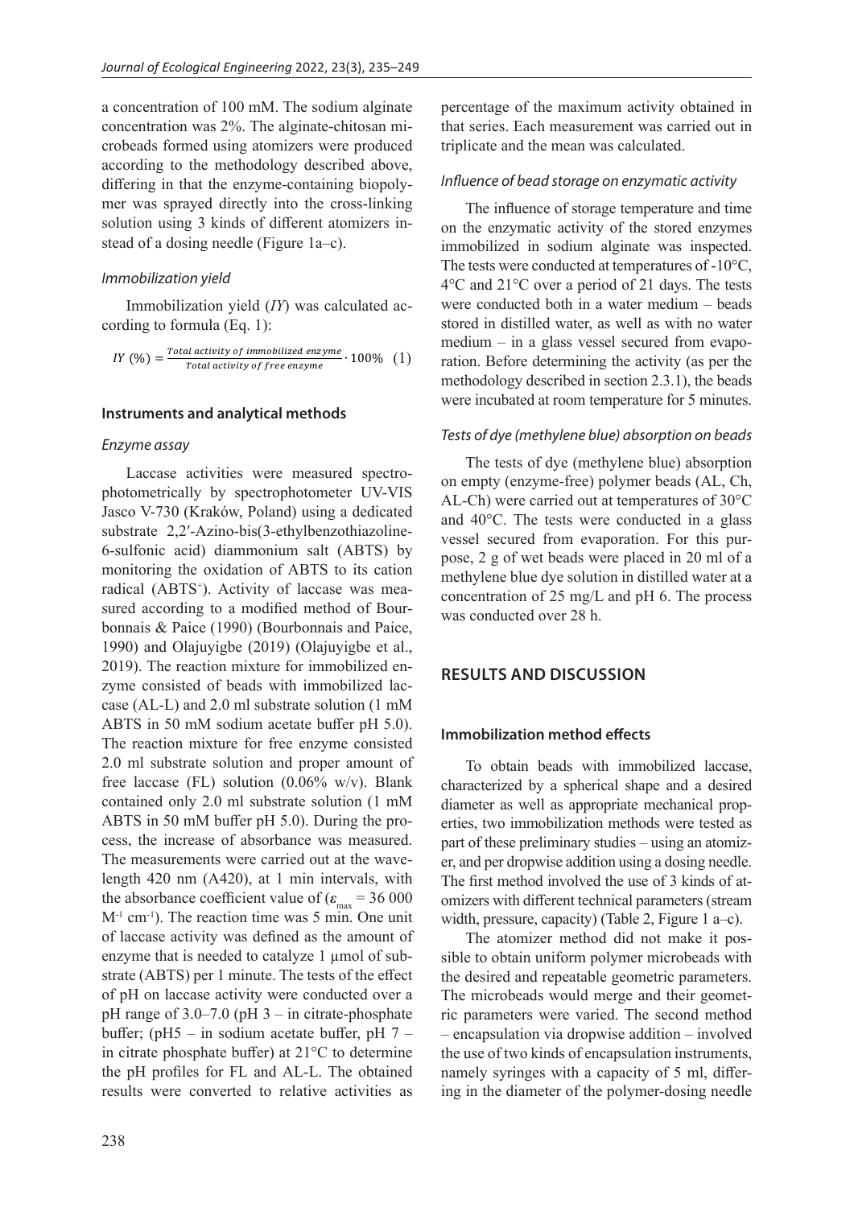a concentration of 100 mM. The sodium alginate concentration was 2%. The alginate-chitosan microbeads formed using atomizers were produced according to the methodology described above, differing in that the enzyme-containing biopolymer was sprayed directly into the cross-linking solution using 3 kinds of different atomizers instead of a dosing needle (Figure 1a–c).

### *Immobilization yield*

Immobilization yield (*IY*) was calculated according to formula (Eq. 1):

$$IY\ (\%) = \frac{Total\ activity\ of\ immobilized\ enzyme}{Total\ activity\ of\ free\ enzyme} \cdot 100\% \quad (1)$$

## Instruments and analytical methods

### *Enzyme assay*

Laccase activities were measured spectrophotometrically by spectrophotometer UV-VIS Jasco V-730 (Kraków, Poland) using a dedicated substrate 2,2′-Azino-bis(3-ethylbenzothiazoline-6-sulfonic acid) diammonium salt (ABTS) by monitoring the oxidation of ABTS to its cation radical ($ABTS^{+}$). Activity of laccase was measured according to a modified method of Bourbonnais & Paice (1990) (Bourbonnais and Paice, 1990) and Olajuyigbe (2019) (Olajuyigbe et al., 2019). The reaction mixture for immobilized enzyme consisted of beads with immobilized laccase (AL-L) and 2.0 ml substrate solution (1 mM ABTS in 50 mM sodium acetate buffer pH 5.0). The reaction mixture for free enzyme consisted 2.0 ml substrate solution and proper amount of free laccase (FL) solution (0.06% w/v). Blank contained only 2.0 ml substrate solution (1 mM ABTS in 50 mM buffer pH 5.0). During the process, the increase of absorbance was measured. The measurements were carried out at the wavelength 420 nm (A420), at 1 min intervals, with the absorbance coefficient value of ($\varepsilon_{max}$ = 36 000 $M^{-1}$ $cm^{-1}$). The reaction time was 5 min. One unit of laccase activity was defined as the amount of enzyme that is needed to catalyze 1 µmol of substrate (ABTS) per 1 minute. The tests of the effect of pH on laccase activity were conducted over a pH range of 3.0–7.0 (pH 3 – in citrate-phosphate buffer; (pH5 – in sodium acetate buffer, pH 7 – in citrate phosphate buffer) at 21°C to determine the pH profiles for FL and AL-L. The obtained results were converted to relative activities as percentage of the maximum activity obtained in that series. Each measurement was carried out in triplicate and the mean was calculated.

### *Influence of bead storage on enzymatic activity*

The influence of storage temperature and time on the enzymatic activity of the stored enzymes immobilized in sodium alginate was inspected. The tests were conducted at temperatures of -10°C, 4°C and 21°C over a period of 21 days. The tests were conducted both in a water medium – beads stored in distilled water, as well as with no water medium – in a glass vessel secured from evaporation. Before determining the activity (as per the methodology described in section 2.3.1), the beads were incubated at room temperature for 5 minutes.

### *Tests of dye (methylene blue) absorption on beads*

The tests of dye (methylene blue) absorption on empty (enzyme-free) polymer beads (AL, Ch, AL-Ch) were carried out at temperatures of 30°C and 40°C. The tests were conducted in a glass vessel secured from evaporation. For this purpose, 2 g of wet beads were placed in 20 ml of a methylene blue dye solution in distilled water at a concentration of 25 mg/L and pH 6. The process was conducted over 28 h.

# RESULTS AND DISCUSSION

## Immobilization method effects

To obtain beads with immobilized laccase, characterized by a spherical shape and a desired diameter as well as appropriate mechanical properties, two immobilization methods were tested as part of these preliminary studies – using an atomizer, and per dropwise addition using a dosing needle. The first method involved the use of 3 kinds of atomizers with different technical parameters (stream width, pressure, capacity) (Table 2, Figure 1 a–c).

The atomizer method did not make it possible to obtain uniform polymer microbeads with the desired and repeatable geometric parameters. The microbeads would merge and their geometric parameters were varied. The second method – encapsulation via dropwise addition – involved the use of two kinds of encapsulation instruments, namely syringes with a capacity of 5 ml, differing in the diameter of the polymer-dosing needle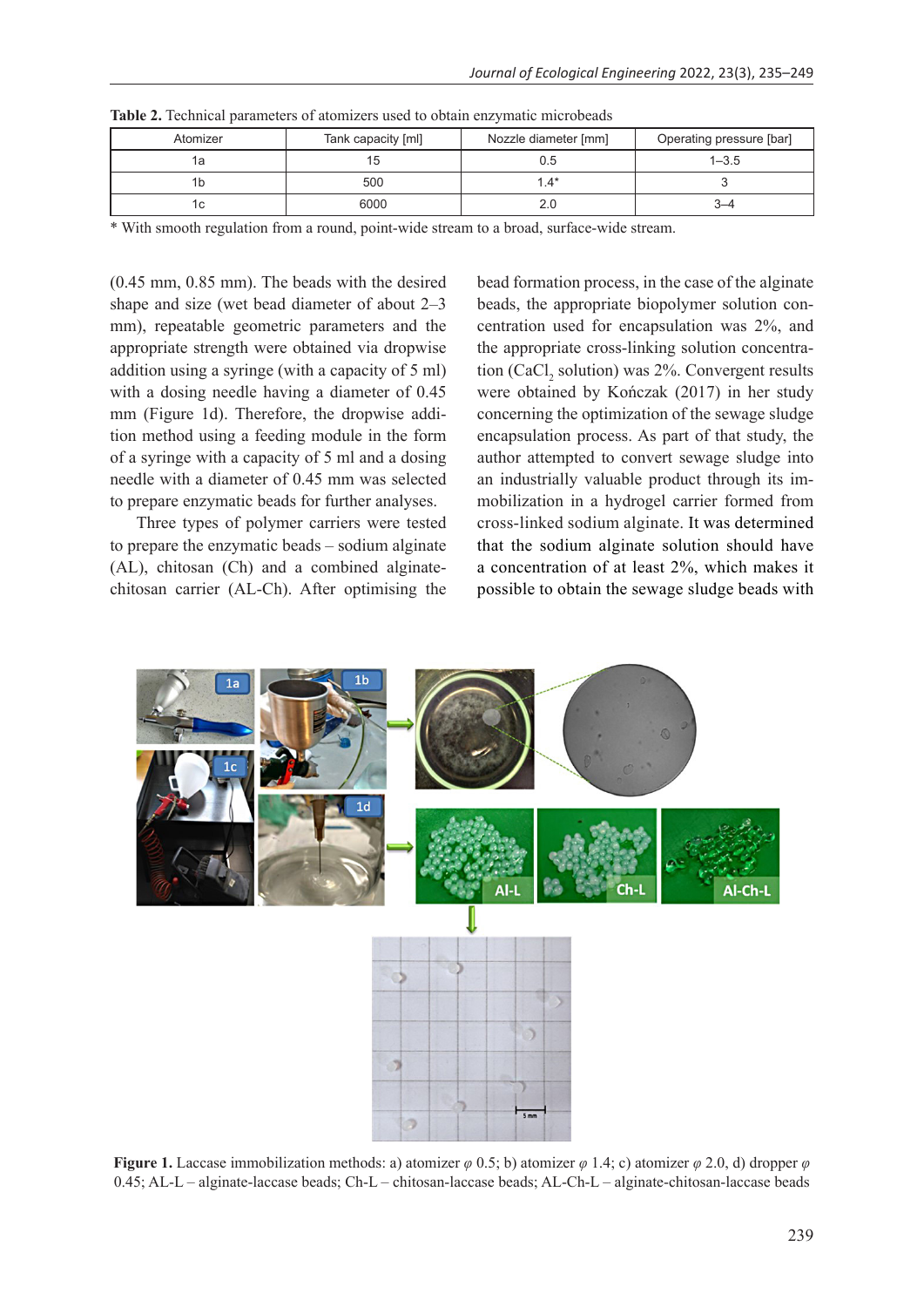**Table 2.** Technical parameters of atomizers used to obtain enzymatic microbeads

| Atomizer | Tank capacity [ml] | Nozzle diameter [mm] | Operating pressure [bar] |
|---|---|---|---|
| 1a | 15 | 0.5 | 1–3.5 |
| 1b | 500 | 1.4* | 3 |
| 1c | 6000 | 2.0 | 3–4 |

\* With smooth regulation from a round, point-wide stream to a broad, surface-wide stream.

(0.45 mm, 0.85 mm). The beads with the desired shape and size (wet bead diameter of about 2–3 mm), repeatable geometric parameters and the appropriate strength were obtained via dropwise addition using a syringe (with a capacity of 5 ml) with a dosing needle having a diameter of 0.45 mm (Figure 1d). Therefore, the dropwise addition method using a feeding module in the form of a syringe with a capacity of 5 ml and a dosing needle with a diameter of 0.45 mm was selected to prepare enzymatic beads for further analyses.

Three types of polymer carriers were tested to prepare the enzymatic beads – sodium alginate (AL), chitosan (Ch) and a combined alginate-chitosan carrier (AL-Ch). After optimising the bead formation process, in the case of the alginate beads, the appropriate biopolymer solution concentration used for encapsulation was 2%, and the appropriate cross-linking solution concentration ($CaCl_2$ solution) was 2%. Convergent results were obtained by Kończak (2017) in her study concerning the optimization of the sewage sludge encapsulation process. As part of that study, the author attempted to convert sewage sludge into an industrially valuable product through its immobilization in a hydrogel carrier formed from cross-linked sodium alginate. It was determined that the sodium alginate solution should have a concentration of at least 2%, which makes it possible to obtain the sewage sludge beads with

**Figure 1.** Laccase immobilization methods: a) atomizer φ 0.5; b) atomizer φ 1.4; c) atomizer φ 2.0, d) dropper φ 0.45; AL-L – alginate-laccase beads; Ch-L – chitosan-laccase beads; AL-Ch-L – alginate-chitosan-laccase beads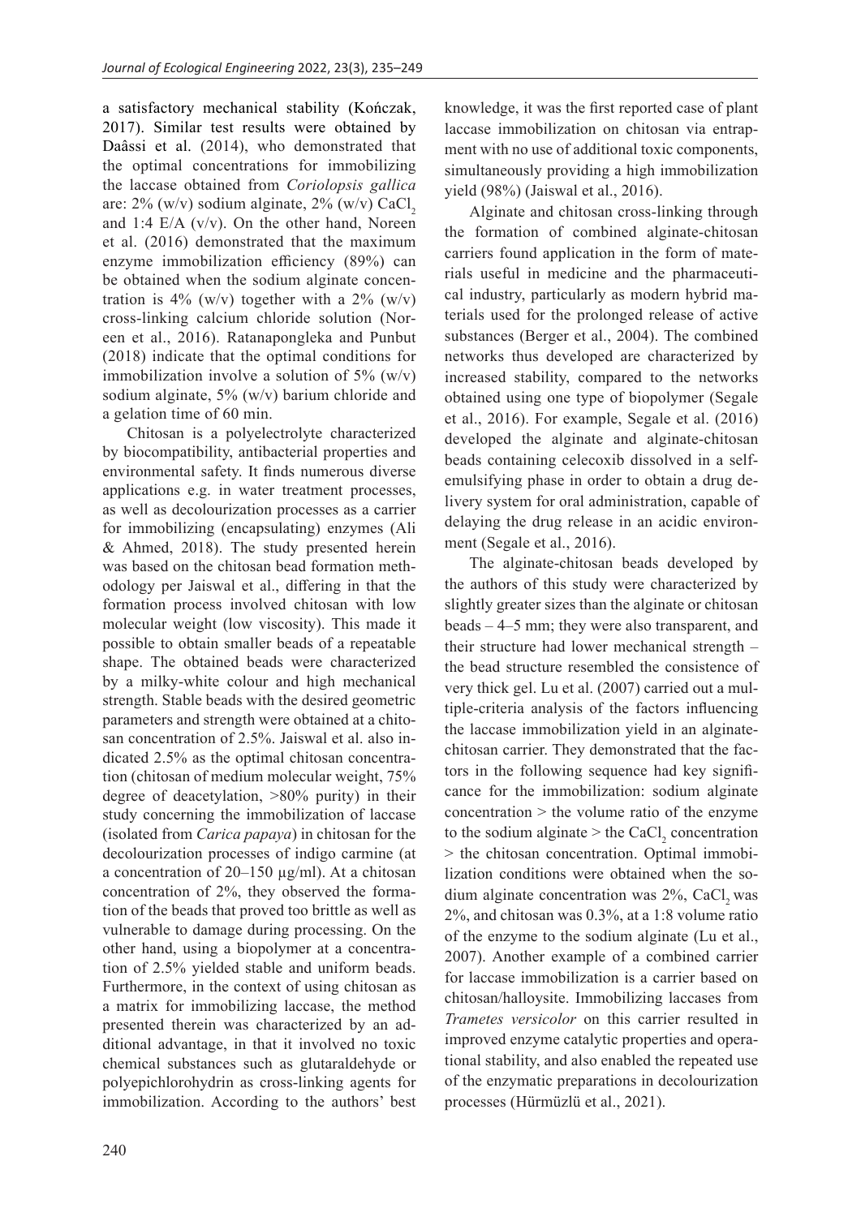a satisfactory mechanical stability (Kończak, 2017). Similar test results were obtained by Daâssi et al. (2014), who demonstrated that the optimal concentrations for immobilizing the laccase obtained from *Coriolopsis gallica* are: 2% (w/v) sodium alginate, 2% (w/v) $CaCl_2$ and 1:4 E/A (v/v). On the other hand, Noreen et al. (2016) demonstrated that the maximum enzyme immobilization efficiency (89%) can be obtained when the sodium alginate concentration is 4% (w/v) together with a 2% (w/v) cross-linking calcium chloride solution (Noreen et al., 2016). Ratanapongleka and Punbut (2018) indicate that the optimal conditions for immobilization involve a solution of 5% (w/v) sodium alginate, 5% (w/v) barium chloride and a gelation time of 60 min.

Chitosan is a polyelectrolyte characterized by biocompatibility, antibacterial properties and environmental safety. It finds numerous diverse applications e.g. in water treatment processes, as well as decolourization processes as a carrier for immobilizing (encapsulating) enzymes (Ali & Ahmed, 2018). The study presented herein was based on the chitosan bead formation methodology per Jaiswal et al., differing in that the formation process involved chitosan with low molecular weight (low viscosity). This made it possible to obtain smaller beads of a repeatable shape. The obtained beads were characterized by a milky-white colour and high mechanical strength. Stable beads with the desired geometric parameters and strength were obtained at a chitosan concentration of 2.5%. Jaiswal et al. also indicated 2.5% as the optimal chitosan concentration (chitosan of medium molecular weight, 75% degree of deacetylation, >80% purity) in their study concerning the immobilization of laccase (isolated from *Carica papaya*) in chitosan for the decolourization processes of indigo carmine (at a concentration of 20–150 μg/ml). At a chitosan concentration of 2%, they observed the formation of the beads that proved too brittle as well as vulnerable to damage during processing. On the other hand, using a biopolymer at a concentration of 2.5% yielded stable and uniform beads. Furthermore, in the context of using chitosan as a matrix for immobilizing laccase, the method presented therein was characterized by an additional advantage, in that it involved no toxic chemical substances such as glutaraldehyde or polyepichlorohydrin as cross-linking agents for immobilization. According to the authors' best knowledge, it was the first reported case of plant laccase immobilization on chitosan via entrapment with no use of additional toxic components, simultaneously providing a high immobilization yield (98%) (Jaiswal et al., 2016).

Alginate and chitosan cross-linking through the formation of combined alginate-chitosan carriers found application in the form of materials useful in medicine and the pharmaceutical industry, particularly as modern hybrid materials used for the prolonged release of active substances (Berger et al., 2004). The combined networks thus developed are characterized by increased stability, compared to the networks obtained using one type of biopolymer (Segale et al., 2016). For example, Segale et al. (2016) developed the alginate and alginate-chitosan beads containing celecoxib dissolved in a self-emulsifying phase in order to obtain a drug delivery system for oral administration, capable of delaying the drug release in an acidic environment (Segale et al., 2016).

The alginate-chitosan beads developed by the authors of this study were characterized by slightly greater sizes than the alginate or chitosan beads – 4–5 mm; they were also transparent, and their structure had lower mechanical strength – the bead structure resembled the consistence of very thick gel. Lu et al. (2007) carried out a multiple-criteria analysis of the factors influencing the laccase immobilization yield in an alginate-chitosan carrier. They demonstrated that the factors in the following sequence had key significance for the immobilization: sodium alginate concentration > the volume ratio of the enzyme to the sodium alginate > the $CaCl_2$ concentration > the chitosan concentration. Optimal immobilization conditions were obtained when the sodium alginate concentration was 2%, $CaCl_2$ was 2%, and chitosan was 0.3%, at a 1:8 volume ratio of the enzyme to the sodium alginate (Lu et al., 2007). Another example of a combined carrier for laccase immobilization is a carrier based on chitosan/halloysite. Immobilizing laccases from *Trametes versicolor* on this carrier resulted in improved enzyme catalytic properties and operational stability, and also enabled the repeated use of the enzymatic preparations in decolourization processes (Hürmüzlü et al., 2021).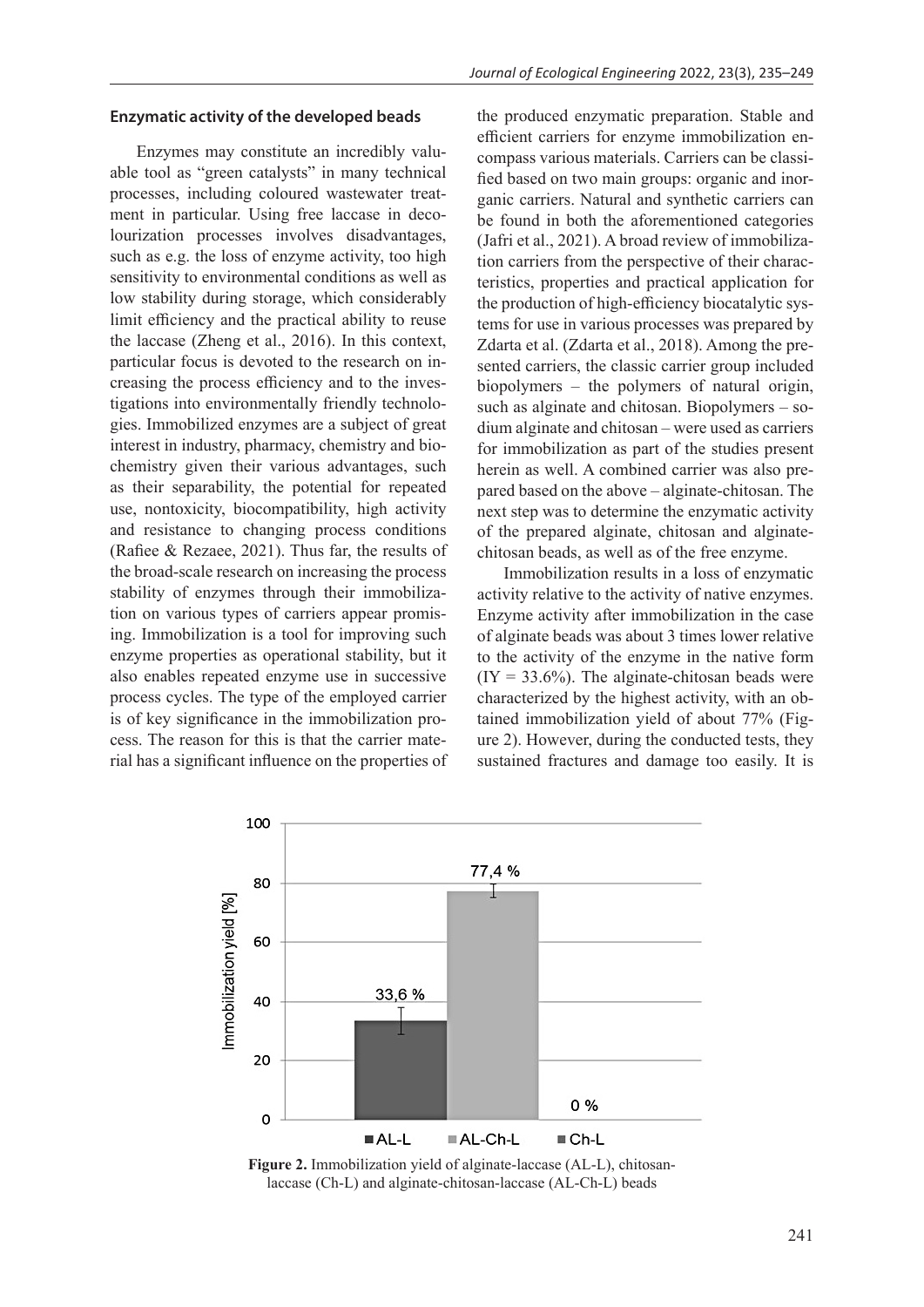### Enzymatic activity of the developed beads

Enzymes may constitute an incredibly valuable tool as "green catalysts" in many technical processes, including coloured wastewater treatment in particular. Using free laccase in decolourization processes involves disadvantages, such as e.g. the loss of enzyme activity, too high sensitivity to environmental conditions as well as low stability during storage, which considerably limit efficiency and the practical ability to reuse the laccase (Zheng et al., 2016). In this context, particular focus is devoted to the research on increasing the process efficiency and to the investigations into environmentally friendly technologies. Immobilized enzymes are a subject of great interest in industry, pharmacy, chemistry and biochemistry given their various advantages, such as their separability, the potential for repeated use, nontoxicity, biocompatibility, high activity and resistance to changing process conditions (Rafiee & Rezaee, 2021). Thus far, the results of the broad-scale research on increasing the process stability of enzymes through their immobilization on various types of carriers appear promising. Immobilization is a tool for improving such enzyme properties as operational stability, but it also enables repeated enzyme use in successive process cycles. The type of the employed carrier is of key significance in the immobilization process. The reason for this is that the carrier material has a significant influence on the properties of the produced enzymatic preparation. Stable and efficient carriers for enzyme immobilization encompass various materials. Carriers can be classified based on two main groups: organic and inorganic carriers. Natural and synthetic carriers can be found in both the aforementioned categories (Jafri et al., 2021). A broad review of immobilization carriers from the perspective of their characteristics, properties and practical application for the production of high-efficiency biocatalytic systems for use in various processes was prepared by Zdarta et al. (Zdarta et al., 2018). Among the presented carriers, the classic carrier group included biopolymers – the polymers of natural origin, such as alginate and chitosan. Biopolymers – sodium alginate and chitosan – were used as carriers for immobilization as part of the studies present herein as well. A combined carrier was also prepared based on the above – alginate-chitosan. The next step was to determine the enzymatic activity of the prepared alginate, chitosan and alginate-chitosan beads, as well as of the free enzyme.

Immobilization results in a loss of enzymatic activity relative to the activity of native enzymes. Enzyme activity after immobilization in the case of alginate beads was about 3 times lower relative to the activity of the enzyme in the native form (IY = 33.6%). The alginate-chitosan beads were characterized by the highest activity, with an obtained immobilization yield of about 77% (Figure 2). However, during the conducted tests, they sustained fractures and damage too easily. It is

**Figure 2.** Immobilization yield of alginate-laccase (AL-L), chitosan-laccase (Ch-L) and alginate-chitosan-laccase (AL-Ch-L) beads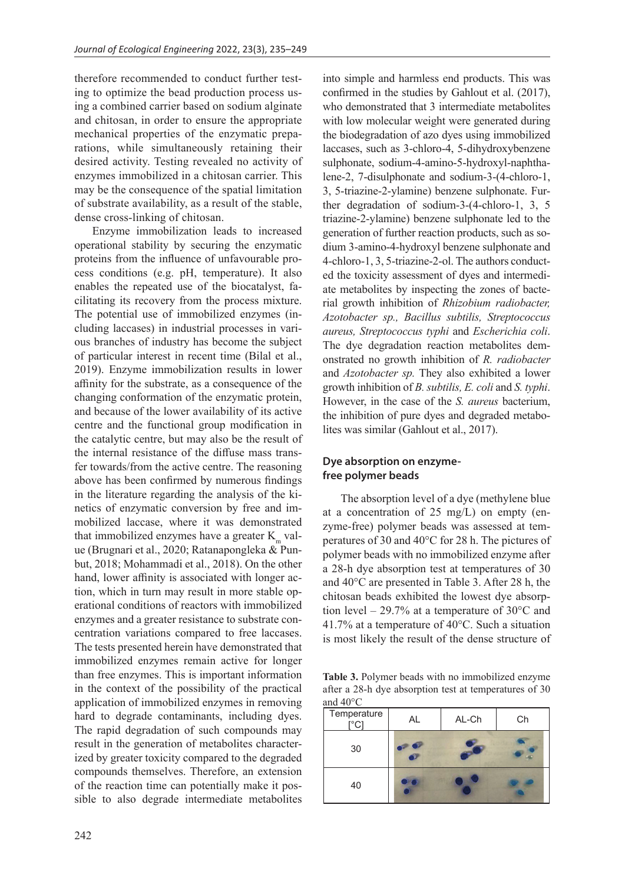therefore recommended to conduct further testing to optimize the bead production process using a combined carrier based on sodium alginate and chitosan, in order to ensure the appropriate mechanical properties of the enzymatic preparations, while simultaneously retaining their desired activity. Testing revealed no activity of enzymes immobilized in a chitosan carrier. This may be the consequence of the spatial limitation of substrate availability, as a result of the stable, dense cross-linking of chitosan.

Enzyme immobilization leads to increased operational stability by securing the enzymatic proteins from the influence of unfavourable process conditions (e.g. pH, temperature). It also enables the repeated use of the biocatalyst, facilitating its recovery from the process mixture. The potential use of immobilized enzymes (including laccases) in industrial processes in various branches of industry has become the subject of particular interest in recent time (Bilal et al., 2019). Enzyme immobilization results in lower affinity for the substrate, as a consequence of the changing conformation of the enzymatic protein, and because of the lower availability of its active centre and the functional group modification in the catalytic centre, but may also be the result of the internal resistance of the diffuse mass transfer towards/from the active centre. The reasoning above has been confirmed by numerous findings in the literature regarding the analysis of the kinetics of enzymatic conversion by free and immobilized laccase, where it was demonstrated that immobilized enzymes have a greater $K_m$ value (Brugnari et al., 2020; Ratanapongleka & Punbut, 2018; Mohammadi et al., 2018). On the other hand, lower affinity is associated with longer action, which in turn may result in more stable operational conditions of reactors with immobilized enzymes and a greater resistance to substrate concentration variations compared to free laccases. The tests presented herein have demonstrated that immobilized enzymes remain active for longer than free enzymes. This is important information in the context of the possibility of the practical application of immobilized enzymes in removing hard to degrade contaminants, including dyes. The rapid degradation of such compounds may result in the generation of metabolites characterized by greater toxicity compared to the degraded compounds themselves. Therefore, an extension of the reaction time can potentially make it possible to also degrade intermediate metabolites into simple and harmless end products. This was confirmed in the studies by Gahlout et al. (2017), who demonstrated that 3 intermediate metabolites with low molecular weight were generated during the biodegradation of azo dyes using immobilized laccases, such as 3-chloro-4, 5-dihydroxybenzene sulphonate, sodium-4-amino-5-hydroxyl-naphthalene-2, 7-disulphonate and sodium-3-(4-chloro-1, 3, 5-triazine-2-ylamine) benzene sulphonate. Further degradation of sodium-3-(4-chloro-1, 3, 5 triazine-2-ylamine) benzene sulphonate led to the generation of further reaction products, such as sodium 3-amino-4-hydroxyl benzene sulphonate and 4-chloro-1, 3, 5-triazine-2-ol. The authors conducted the toxicity assessment of dyes and intermediate metabolites by inspecting the zones of bacterial growth inhibition of *Rhizobium radiobacter, Azotobacter sp., Bacillus subtilis, Streptococcus aureus, Streptococcus typhi* and *Escherichia coli*. The dye degradation reaction metabolites demonstrated no growth inhibition of *R. radiobacter* and *Azotobacter sp.* They also exhibited a lower growth inhibition of *B. subtilis, E. coli* and *S. typhi*. However, in the case of the *S. aureus* bacterium, the inhibition of pure dyes and degraded metabolites was similar (Gahlout et al., 2017).

## Dye absorption on enzyme-free polymer beads

The absorption level of a dye (methylene blue at a concentration of 25 mg/L) on empty (enzyme-free) polymer beads was assessed at temperatures of 30 and 40°C for 28 h. The pictures of polymer beads with no immobilized enzyme after a 28-h dye absorption test at temperatures of 30 and 40°C are presented in Table 3. After 28 h, the chitosan beads exhibited the lowest dye absorption level – 29.7% at a temperature of 30°C and 41.7% at a temperature of 40°C. Such a situation is most likely the result of the dense structure of

**Table 3.** Polymer beads with no immobilized enzyme after a 28-h dye absorption test at temperatures of 30 and 40°C

| Temperature [°C] | AL | AL-Ch | Ch |
|---|---|---|---|
| 30 | | | |
| 40 | | | |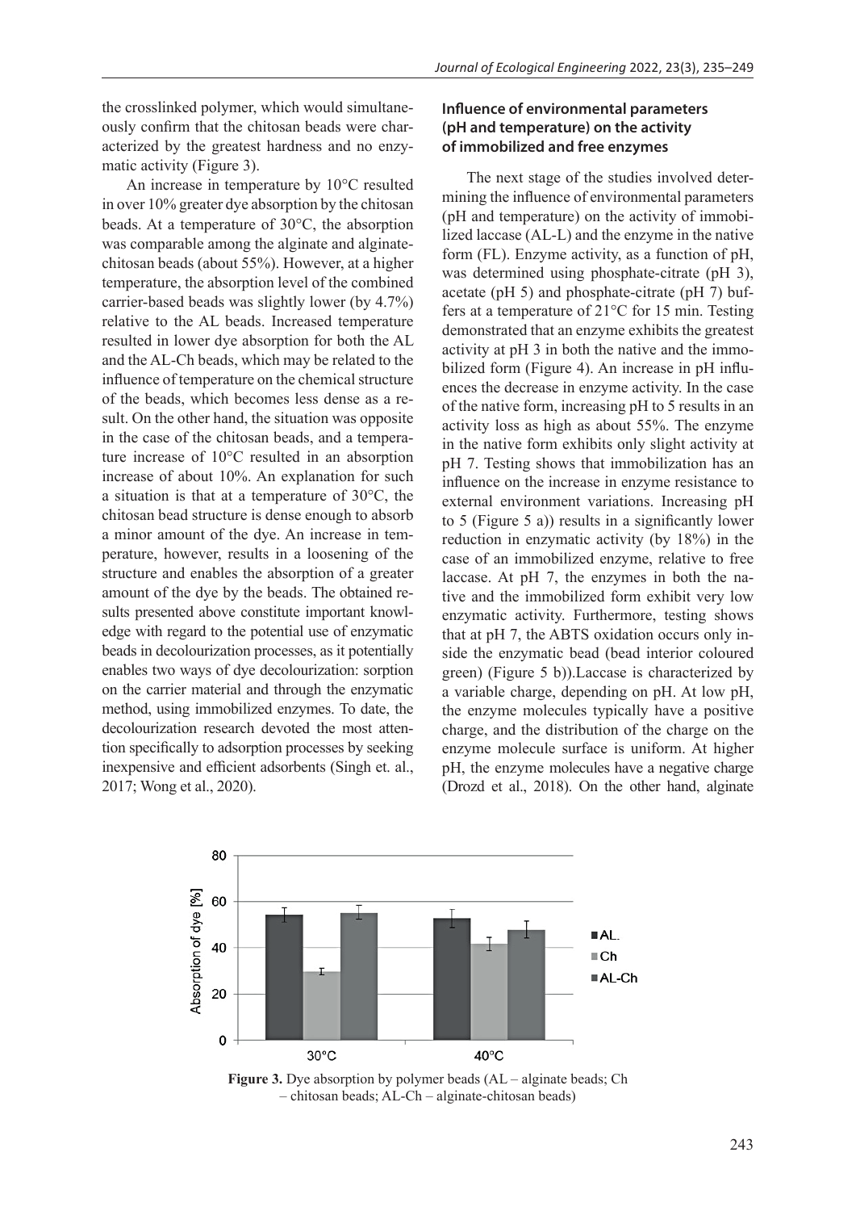the crosslinked polymer, which would simultaneously confirm that the chitosan beads were characterized by the greatest hardness and no enzymatic activity (Figure 3).

An increase in temperature by 10°C resulted in over 10% greater dye absorption by the chitosan beads. At a temperature of 30°C, the absorption was comparable among the alginate and alginate-chitosan beads (about 55%). However, at a higher temperature, the absorption level of the combined carrier-based beads was slightly lower (by 4.7%) relative to the AL beads. Increased temperature resulted in lower dye absorption for both the AL and the AL-Ch beads, which may be related to the influence of temperature on the chemical structure of the beads, which becomes less dense as a result. On the other hand, the situation was opposite in the case of the chitosan beads, and a temperature increase of 10°C resulted in an absorption increase of about 10%. An explanation for such a situation is that at a temperature of 30°C, the chitosan bead structure is dense enough to absorb a minor amount of the dye. An increase in temperature, however, results in a loosening of the structure and enables the absorption of a greater amount of the dye by the beads. The obtained results presented above constitute important knowledge with regard to the potential use of enzymatic beads in decolourization processes, as it potentially enables two ways of dye decolourization: sorption on the carrier material and through the enzymatic method, using immobilized enzymes. To date, the decolourization research devoted the most attention specifically to adsorption processes by seeking inexpensive and efficient adsorbents (Singh et. al., 2017; Wong et al., 2020).

### Influence of environmental parameters (pH and temperature) on the activity of immobilized and free enzymes

The next stage of the studies involved determining the influence of environmental parameters (pH and temperature) on the activity of immobilized laccase (AL-L) and the enzyme in the native form (FL). Enzyme activity, as a function of pH, was determined using phosphate-citrate (pH 3), acetate (pH 5) and phosphate-citrate (pH 7) buffers at a temperature of 21°C for 15 min. Testing demonstrated that an enzyme exhibits the greatest activity at pH 3 in both the native and the immobilized form (Figure 4). An increase in pH influences the decrease in enzyme activity. In the case of the native form, increasing pH to 5 results in an activity loss as high as about 55%. The enzyme in the native form exhibits only slight activity at pH 7. Testing shows that immobilization has an influence on the increase in enzyme resistance to external environment variations. Increasing pH to 5 (Figure 5 a)) results in a significantly lower reduction in enzymatic activity (by 18%) in the case of an immobilized enzyme, relative to free laccase. At pH 7, the enzymes in both the native and the immobilized form exhibit very low enzymatic activity. Furthermore, testing shows that at pH 7, the ABTS oxidation occurs only inside the enzymatic bead (bead interior coloured green) (Figure 5 b)).Laccase is characterized by a variable charge, depending on pH. At low pH, the enzyme molecules typically have a positive charge, and the distribution of the charge on the enzyme molecule surface is uniform. At higher pH, the enzyme molecules have a negative charge (Drozd et al., 2018). On the other hand, alginate

**Figure 3.** Dye absorption by polymer beads (AL – alginate beads; Ch – chitosan beads; AL-Ch – alginate-chitosan beads)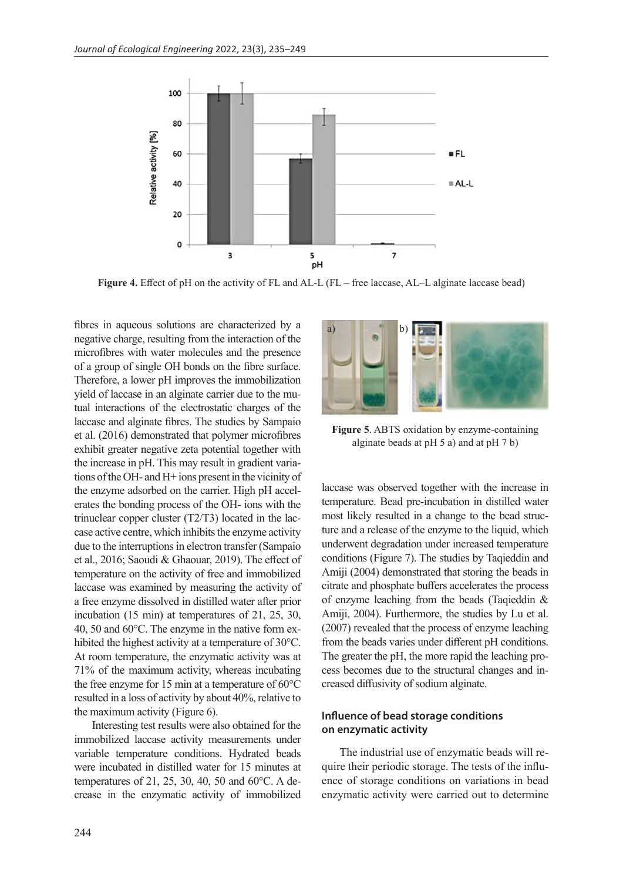Figure 4. Effect of pH on the activity of FL and AL-L (FL – free laccase, AL–L alginate laccase bead)

fibres in aqueous solutions are characterized by a negative charge, resulting from the interaction of the microfibres with water molecules and the presence of a group of single OH bonds on the fibre surface. Therefore, a lower pH improves the immobilization yield of laccase in an alginate carrier due to the mutual interactions of the electrostatic charges of the laccase and alginate fibres. The studies by Sampaio et al. (2016) demonstrated that polymer microfibres exhibit greater negative zeta potential together with the increase in pH. This may result in gradient variations of the OH- and H+ ions present in the vicinity of the enzyme adsorbed on the carrier. High pH accelerates the bonding process of the OH- ions with the trinuclear copper cluster (T2/T3) located in the laccase active centre, which inhibits the enzyme activity due to the interruptions in electron transfer (Sampaio et al., 2016; Saoudi & Ghaouar, 2019). The effect of temperature on the activity of free and immobilized laccase was examined by measuring the activity of a free enzyme dissolved in distilled water after prior incubation (15 min) at temperatures of 21, 25, 30, 40, 50 and 60°C. The enzyme in the native form exhibited the highest activity at a temperature of 30°C. At room temperature, the enzymatic activity was at 71% of the maximum activity, whereas incubating the free enzyme for 15 min at a temperature of 60°C resulted in a loss of activity by about 40%, relative to the maximum activity (Figure 6).

Interesting test results were also obtained for the immobilized laccase activity measurements under variable temperature conditions. Hydrated beads were incubated in distilled water for 15 minutes at temperatures of 21, 25, 30, 40, 50 and 60°C. A decrease in the enzymatic activity of immobilized laccase was observed together with the increase in temperature. Bead pre-incubation in distilled water most likely resulted in a change to the bead structure and a release of the enzyme to the liquid, which underwent degradation under increased temperature conditions (Figure 7). The studies by Taqieddin and Amiji (2004) demonstrated that storing the beads in citrate and phosphate buffers accelerates the process of enzyme leaching from the beads (Taqieddin & Amiji, 2004). Furthermore, the studies by Lu et al. (2007) revealed that the process of enzyme leaching from the beads varies under different pH conditions. The greater the pH, the more rapid the leaching process becomes due to the structural changes and increased diffusivity of sodium alginate.

Figure 5. ABTS oxidation by enzyme-containing alginate beads at pH 5 a) and at pH 7 b)

### Influence of bead storage conditions on enzymatic activity

The industrial use of enzymatic beads will require their periodic storage. The tests of the influence of storage conditions on variations in bead enzymatic activity were carried out to determine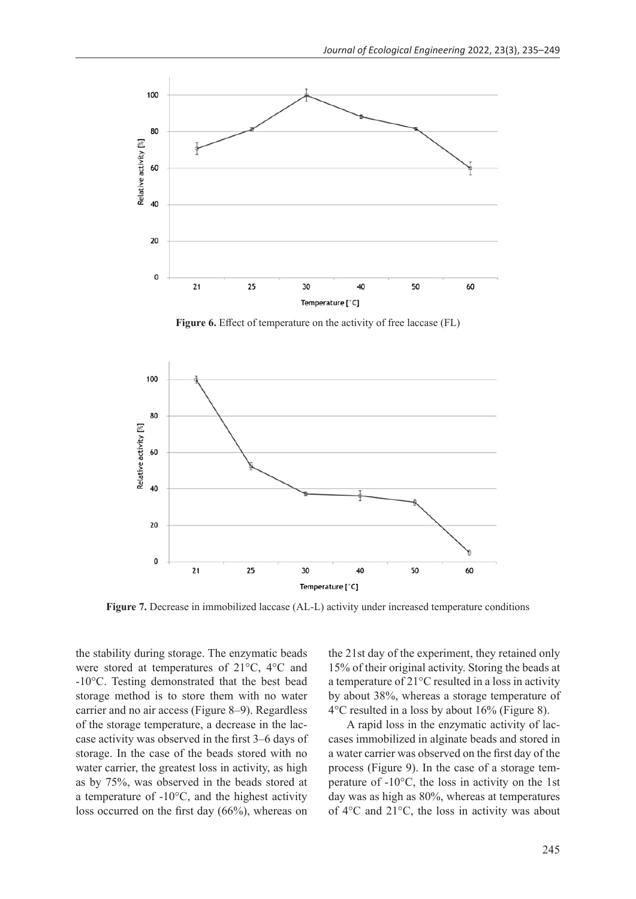Figure 6. Effect of temperature on the activity of free laccase (FL)

Figure 7. Decrease in immobilized laccase (AL-L) activity under increased temperature conditions

the stability during storage. The enzymatic beads were stored at temperatures of 21°C, 4°C and -10°C. Testing demonstrated that the best bead storage method is to store them with no water carrier and no air access (Figure 8–9). Regardless of the storage temperature, a decrease in the laccase activity was observed in the first 3–6 days of storage. In the case of the beads stored with no water carrier, the greatest loss in activity, as high as by 75%, was observed in the beads stored at a temperature of -10°C, and the highest activity loss occurred on the first day (66%), whereas on the 21st day of the experiment, they retained only 15% of their original activity. Storing the beads at a temperature of 21°C resulted in a loss in activity by about 38%, whereas a storage temperature of 4°C resulted in a loss by about 16% (Figure 8).

A rapid loss in the enzymatic activity of laccases immobilized in alginate beads and stored in a water carrier was observed on the first day of the process (Figure 9). In the case of a storage temperature of -10°C, the loss in activity on the 1st day was as high as 80%, whereas at temperatures of 4°C and 21°C, the loss in activity was about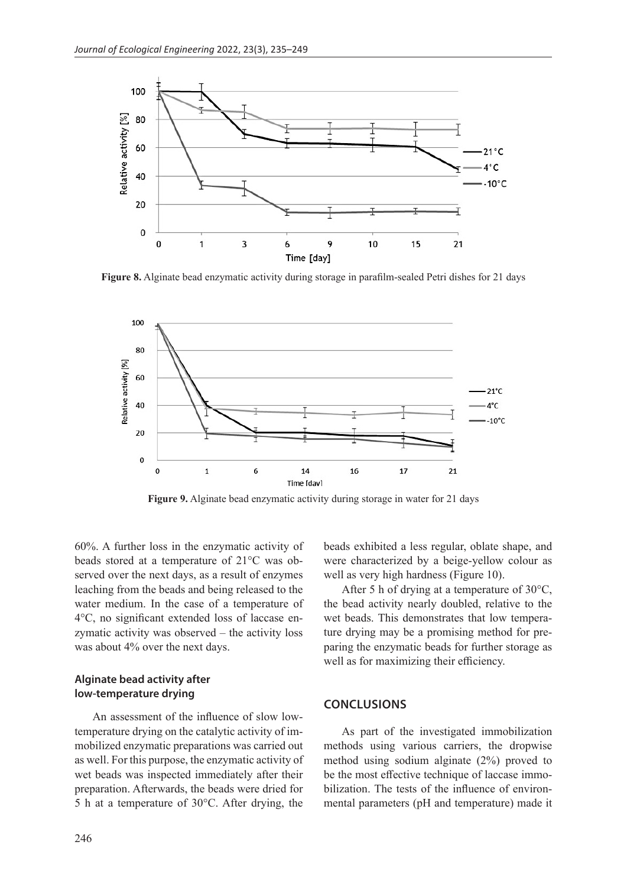**Figure 8.** Alginate bead enzymatic activity during storage in parafilm-sealed Petri dishes for 21 days

**Figure 9.** Alginate bead enzymatic activity during storage in water for 21 days

60%. A further loss in the enzymatic activity of beads stored at a temperature of 21°C was observed over the next days, as a result of enzymes leaching from the beads and being released to the water medium. In the case of a temperature of 4°C, no significant extended loss of laccase enzymatic activity was observed – the activity loss was about 4% over the next days.

### Alginate bead activity after low-temperature drying

An assessment of the influence of slow low-temperature drying on the catalytic activity of immobilized enzymatic preparations was carried out as well. For this purpose, the enzymatic activity of wet beads was inspected immediately after their preparation. Afterwards, the beads were dried for 5 h at a temperature of 30°C. After drying, the beads exhibited a less regular, oblate shape, and were characterized by a beige-yellow colour as well as very high hardness (Figure 10).

After 5 h of drying at a temperature of 30°C, the bead activity nearly doubled, relative to the wet beads. This demonstrates that low temperature drying may be a promising method for preparing the enzymatic beads for further storage as well as for maximizing their efficiency.

## CONCLUSIONS

As part of the investigated immobilization methods using various carriers, the dropwise method using sodium alginate (2%) proved to be the most effective technique of laccase immobilization. The tests of the influence of environmental parameters (pH and temperature) made it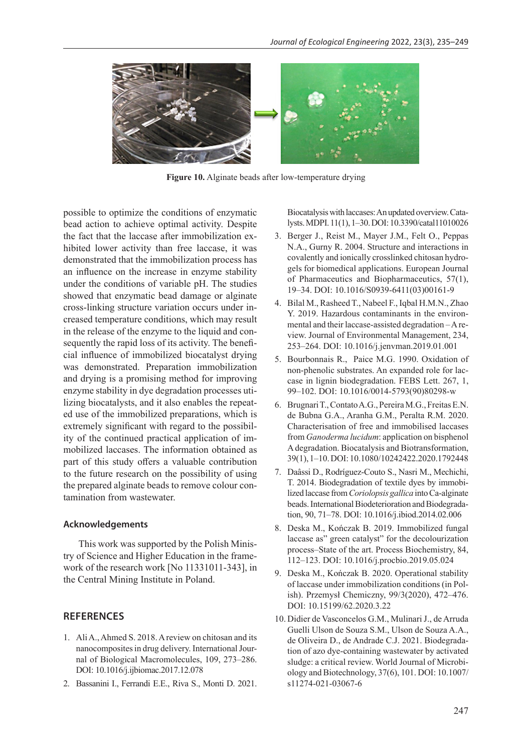Figure 10. Alginate beads after low-temperature drying

possible to optimize the conditions of enzymatic bead action to achieve optimal activity. Despite the fact that the laccase after immobilization exhibited lower activity than free laccase, it was demonstrated that the immobilization process has an influence on the increase in enzyme stability under the conditions of variable pH. The studies showed that enzymatic bead damage or alginate cross-linking structure variation occurs under increased temperature conditions, which may result in the release of the enzyme to the liquid and consequently the rapid loss of its activity. The beneficial influence of immobilized biocatalyst drying was demonstrated. Preparation immobilization and drying is a promising method for improving enzyme stability in dye degradation processes utilizing biocatalysts, and it also enables the repeated use of the immobilized preparations, which is extremely significant with regard to the possibility of the continued practical application of immobilized laccases. The information obtained as part of this study offers a valuable contribution to the future research on the possibility of using the prepared alginate beads to remove colour contamination from wastewater.

### Acknowledgements

This work was supported by the Polish Ministry of Science and Higher Education in the framework of the research work [No 11331011-343], in the Central Mining Institute in Poland.

## REFERENCES

1. Ali A., Ahmed S. 2018. A review on chitosan and its nanocomposites in drug delivery. International Journal of Biological Macromolecules, 109, 273–286. DOI: 10.1016/j.ijbiomac.2017.12.078
2. Bassanini I., Ferrandi E.E., Riva S., Monti D. 2021. Biocatalysis with laccases: An updated overview. Catalysts. MDPI. 11(1), 1–30. DOI: 10.3390/catal11010026
3. Berger J., Reist M., Mayer J.M., Felt O., Peppas N.A., Gurny R. 2004. Structure and interactions in covalently and ionically crosslinked chitosan hydrogels for biomedical applications. European Journal of Pharmaceutics and Biopharmaceutics, 57(1), 19–34. DOI: 10.1016/S0939-6411(03)00161-9
4. Bilal M., Rasheed T., Nabeel F., Iqbal H.M.N., Zhao Y. 2019. Hazardous contaminants in the environmental and their laccase-assisted degradation – A review. Journal of Environmental Management, 234, 253–264. DOI: 10.1016/j.jenvman.2019.01.001
5. Bourbonnais R., Paice M.G. 1990. Oxidation of non-phenolic substrates. An expanded role for laccase in lignin biodegradation. FEBS Lett. 267, 1, 99–102. DOI: 10.1016/0014-5793(90)80298-w
6. Brugnari T., Contato A.G., Pereira M.G., Freitas E.N. de Bubna G.A., Aranha G.M., Peralta R.M. 2020. Characterisation of free and immobilised laccases from *Ganoderma lucidum*: application on bisphenol A degradation. Biocatalysis and Biotransformation, 39(1), 1–10. DOI: 10.1080/10242422.2020.1792448
7. Daâssi D., Rodríguez-Couto S., Nasri M., Mechichi, T. 2014. Biodegradation of textile dyes by immobilized laccase from *Coriolopsis gallica* into Ca-alginate beads. International Biodeterioration and Biodegradation, 90, 71–78. DOI: 10.1016/j.ibiod.2014.02.006
8. Deska M., Kończak B. 2019. Immobilized fungal laccase as" green catalyst" for the decolourization process–State of the art. Process Biochemistry, 84, 112–123. DOI: 10.1016/j.procbio.2019.05.024
9. Deska M., Kończak B. 2020. Operational stability of laccase under immobilization conditions (in Polish). Przemysł Chemiczny, 99/3(2020), 472–476. DOI: 10.15199/62.2020.3.22
10. Didier de Vasconcelos G.M., Mulinari J., de Arruda Guelli Ulson de Souza S.M., Ulson de Souza A.A., de Oliveira D., de Andrade C.J. 2021. Biodegradation of azo dye-containing wastewater by activated sludge: a critical review. World Journal of Microbiology and Biotechnology, 37(6), 101. DOI: 10.1007/s11274-021-03067-6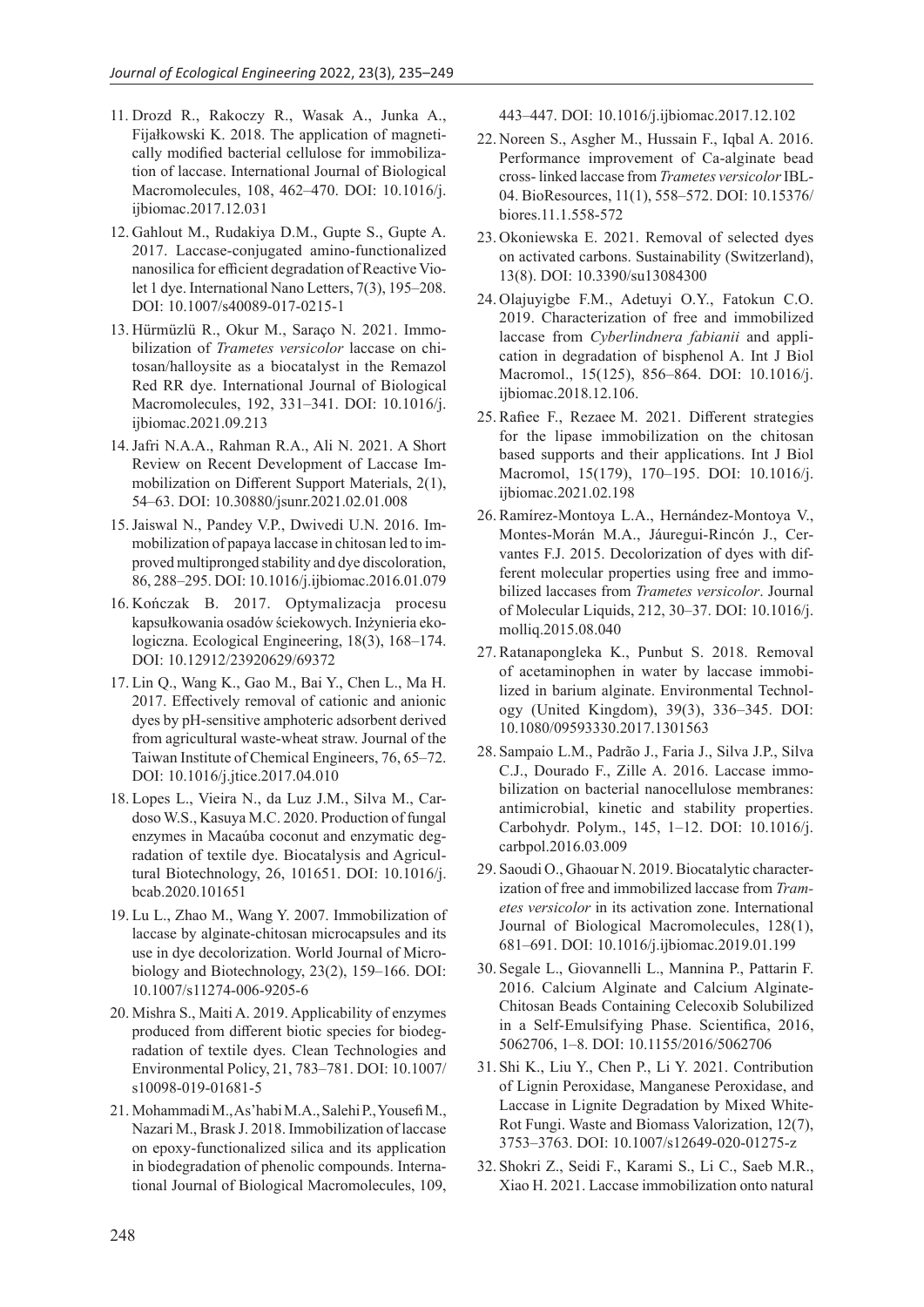11. Drozd R., Rakoczy R., Wasak A., Junka A., Fijałkowski K. 2018. The application of magnetically modified bacterial cellulose for immobilization of laccase. International Journal of Biological Macromolecules, 108, 462–470. DOI: 10.1016/j.ijbiomac.2017.12.031
12. Gahlout M., Rudakiya D.M., Gupte S., Gupte A. 2017. Laccase-conjugated amino-functionalized nanosilica for efficient degradation of Reactive Violet 1 dye. International Nano Letters, 7(3), 195–208. DOI: 10.1007/s40089-017-0215-1
13. Hürmüzlü R., Okur M., Saraço N. 2021. Immobilization of *Trametes versicolor* laccase on chitosan/halloysite as a biocatalyst in the Remazol Red RR dye. International Journal of Biological Macromolecules, 192, 331–341. DOI: 10.1016/j.ijbiomac.2021.09.213
14. Jafri N.A.A., Rahman R.A., Ali N. 2021. A Short Review on Recent Development of Laccase Immobilization on Different Support Materials, 2(1), 54–63. DOI: 10.30880/jsunr.2021.02.01.008
15. Jaiswal N., Pandey V.P., Dwivedi U.N. 2016. Immobilization of papaya laccase in chitosan led to improved multipronged stability and dye discoloration, 86, 288–295. DOI: 10.1016/j.ijbiomac.2016.01.079
16. Kończak B. 2017. Optymalizacja procesu kapsułkowania osadów ściekowych. Inżynieria ekologiczna. Ecological Engineering, 18(3), 168–174. DOI: 10.12912/23920629/69372
17. Lin Q., Wang K., Gao M., Bai Y., Chen L., Ma H. 2017. Effectively removal of cationic and anionic dyes by pH-sensitive amphoteric adsorbent derived from agricultural waste-wheat straw. Journal of the Taiwan Institute of Chemical Engineers, 76, 65–72. DOI: 10.1016/j.jtice.2017.04.010
18. Lopes L., Vieira N., da Luz J.M., Silva M., Cardoso W.S., Kasuya M.C. 2020. Production of fungal enzymes in Macaúba coconut and enzymatic degradation of textile dye. Biocatalysis and Agricultural Biotechnology, 26, 101651. DOI: 10.1016/j.bcab.2020.101651
19. Lu L., Zhao M., Wang Y. 2007. Immobilization of laccase by alginate-chitosan microcapsules and its use in dye decolorization. World Journal of Microbiology and Biotechnology, 23(2), 159–166. DOI: 10.1007/s11274-006-9205-6
20. Mishra S., Maiti A. 2019. Applicability of enzymes produced from different biotic species for biodegradation of textile dyes. Clean Technologies and Environmental Policy, 21, 783–781. DOI: 10.1007/s10098-019-01681-5
21. Mohammadi M., As'habi M.A., Salehi P., Yousefi M., Nazari M., Brask J. 2018. Immobilization of laccase on epoxy-functionalized silica and its application in biodegradation of phenolic compounds. International Journal of Biological Macromolecules, 109, 443–447. DOI: 10.1016/j.ijbiomac.2017.12.102
22. Noreen S., Asgher M., Hussain F., Iqbal A. 2016. Performance improvement of Ca-alginate bead cross- linked laccase from *Trametes versicolor* IBL-04. BioResources, 11(1), 558–572. DOI: 10.15376/biores.11.1.558-572
23. Okoniewska E. 2021. Removal of selected dyes on activated carbons. Sustainability (Switzerland), 13(8). DOI: 10.3390/su13084300
24. Olajuyigbe F.M., Adetuyi O.Y., Fatokun C.O. 2019. Characterization of free and immobilized laccase from *Cyberlindnera fabianii* and application in degradation of bisphenol A. Int J Biol Macromol., 15(125), 856–864. DOI: 10.1016/j.ijbiomac.2018.12.106.
25. Rafiee F., Rezaee M. 2021. Different strategies for the lipase immobilization on the chitosan based supports and their applications. Int J Biol Macromol, 15(179), 170–195. DOI: 10.1016/j.ijbiomac.2021.02.198
26. Ramírez-Montoya L.A., Hernández-Montoya V., Montes-Morán M.A., Jáuregui-Rincón J., Cervantes F.J. 2015. Decolorization of dyes with different molecular properties using free and immobilized laccases from *Trametes versicolor*. Journal of Molecular Liquids, 212, 30–37. DOI: 10.1016/j.molliq.2015.08.040
27. Ratanapongleka K., Punbut S. 2018. Removal of acetaminophen in water by laccase immobilized in barium alginate. Environmental Technology (United Kingdom), 39(3), 336–345. DOI: 10.1080/09593330.2017.1301563
28. Sampaio L.M., Padrão J., Faria J., Silva J.P., Silva C.J., Dourado F., Zille A. 2016. Laccase immobilization on bacterial nanocellulose membranes: antimicrobial, kinetic and stability properties. Carbohydr. Polym., 145, 1–12. DOI: 10.1016/j.carbpol.2016.03.009
29. Saoudi O., Ghaouar N. 2019. Biocatalytic characterization of free and immobilized laccase from *Trametes versicolor* in its activation zone. International Journal of Biological Macromolecules, 128(1), 681–691. DOI: 10.1016/j.ijbiomac.2019.01.199
30. Segale L., Giovannelli L., Mannina P., Pattarin F. 2016. Calcium Alginate and Calcium Alginate-Chitosan Beads Containing Celecoxib Solubilized in a Self-Emulsifying Phase. Scientifica, 2016, 5062706, 1–8. DOI: 10.1155/2016/5062706
31. Shi K., Liu Y., Chen P., Li Y. 2021. Contribution of Lignin Peroxidase, Manganese Peroxidase, and Laccase in Lignite Degradation by Mixed White-Rot Fungi. Waste and Biomass Valorization, 12(7), 3753–3763. DOI: 10.1007/s12649-020-01275-z
32. Shokri Z., Seidi F., Karami S., Li C., Saeb M.R., Xiao H. 2021. Laccase immobilization onto natural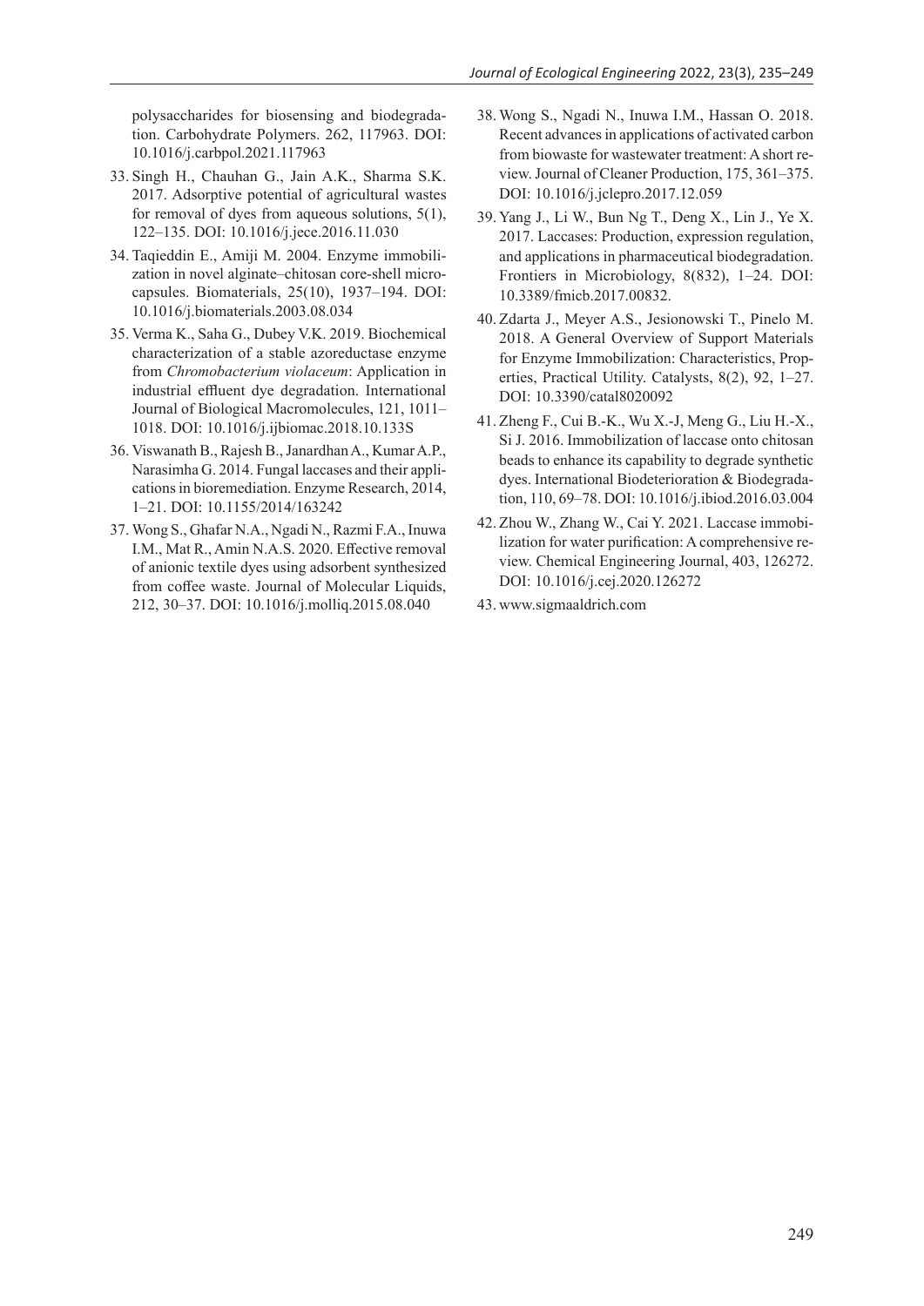polysaccharides for biosensing and biodegradation. Carbohydrate Polymers. 262, 117963. DOI: 10.1016/j.carbpol.2021.117963

33. Singh H., Chauhan G., Jain A.K., Sharma S.K. 2017. Adsorptive potential of agricultural wastes for removal of dyes from aqueous solutions, 5(1), 122–135. DOI: 10.1016/j.jece.2016.11.030
34. Taqieddin E., Amiji M. 2004. Enzyme immobilization in novel alginate–chitosan core-shell microcapsules. Biomaterials, 25(10), 1937–194. DOI: 10.1016/j.biomaterials.2003.08.034
35. Verma K., Saha G., Dubey V.K. 2019. Biochemical characterization of a stable azoreductase enzyme from *Chromobacterium violaceum*: Application in industrial effluent dye degradation. International Journal of Biological Macromolecules, 121, 1011–1018. DOI: 10.1016/j.ijbiomac.2018.10.133S
36. Viswanath B., Rajesh B., Janardhan A., Kumar A.P., Narasimha G. 2014. Fungal laccases and their applications in bioremediation. Enzyme Research, 2014, 1–21. DOI: 10.1155/2014/163242
37. Wong S., Ghafar N.A., Ngadi N., Razmi F.A., Inuwa I.M., Mat R., Amin N.A.S. 2020. Effective removal of anionic textile dyes using adsorbent synthesized from coffee waste. Journal of Molecular Liquids, 212, 30–37. DOI: 10.1016/j.molliq.2015.08.040
38. Wong S., Ngadi N., Inuwa I.M., Hassan O. 2018. Recent advances in applications of activated carbon from biowaste for wastewater treatment: A short review. Journal of Cleaner Production, 175, 361–375. DOI: 10.1016/j.jclepro.2017.12.059
39. Yang J., Li W., Bun Ng T., Deng X., Lin J., Ye X. 2017. Laccases: Production, expression regulation, and applications in pharmaceutical biodegradation. Frontiers in Microbiology, 8(832), 1–24. DOI: 10.3389/fmicb.2017.00832.
40. Zdarta J., Meyer A.S., Jesionowski T., Pinelo M. 2018. A General Overview of Support Materials for Enzyme Immobilization: Characteristics, Properties, Practical Utility. Catalysts, 8(2), 92, 1–27. DOI: 10.3390/catal8020092
41. Zheng F., Cui B.-K., Wu X.-J, Meng G., Liu H.-X., Si J. 2016. Immobilization of laccase onto chitosan beads to enhance its capability to degrade synthetic dyes. International Biodeterioration & Biodegradation, 110, 69–78. DOI: 10.1016/j.ibiod.2016.03.004
42. Zhou W., Zhang W., Cai Y. 2021. Laccase immobilization for water purification: A comprehensive review. Chemical Engineering Journal, 403, 126272. DOI: 10.1016/j.cej.2020.126272
43. www.sigmaaldrich.com